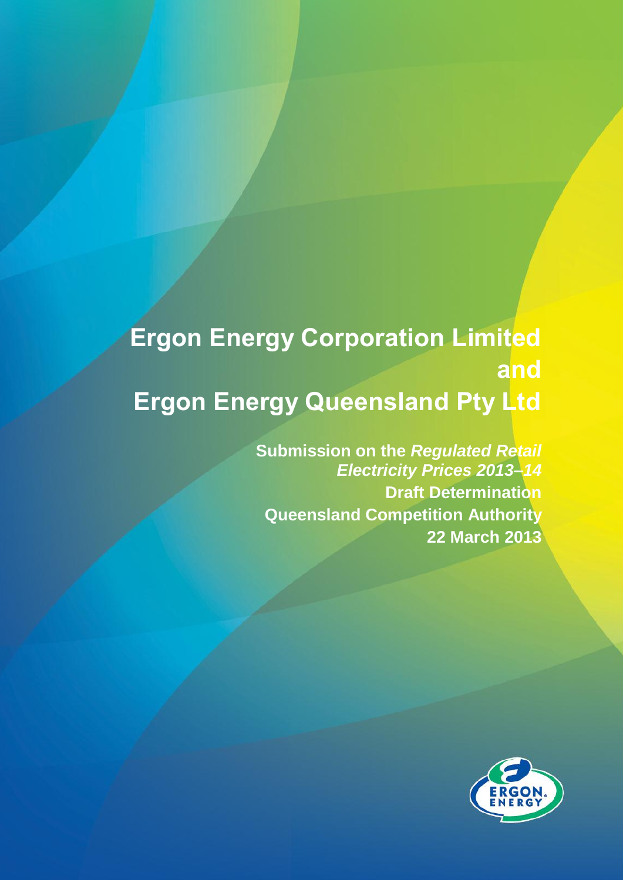# Ergon Energy Corporation Limited and Ergon Energy Queensland Pty Ltd

**Submission on the *Regulated Retail Electricity Prices 2013–14* Draft Determination**

**Queensland Competition Authority**

**22 March 2013**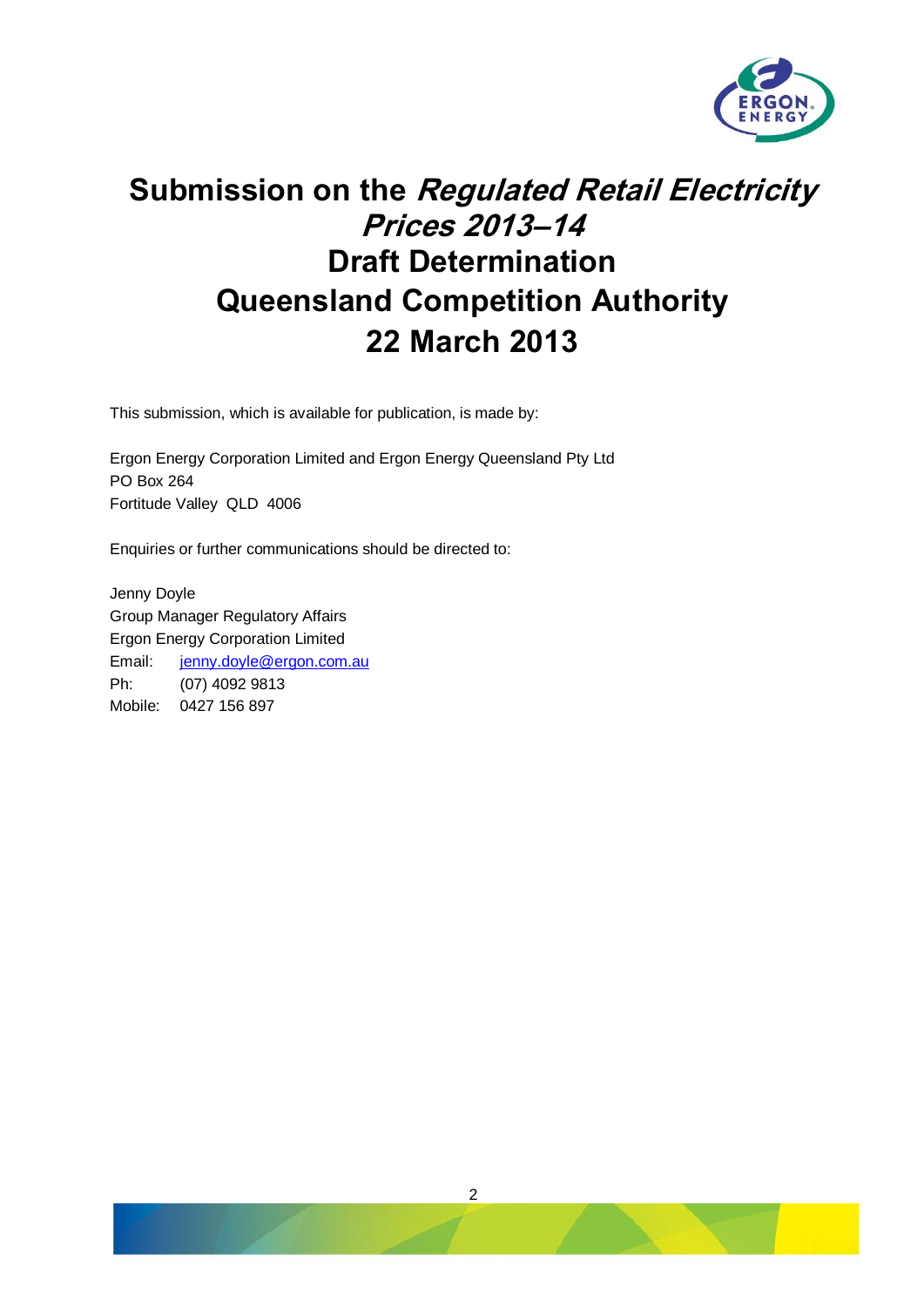# Submission on the *Regulated Retail Electricity Prices 2013–14* Draft Determination Queensland Competition Authority 22 March 2013

This submission, which is available for publication, is made by:

Ergon Energy Corporation Limited and Ergon Energy Queensland Pty Ltd
PO Box 264
Fortitude Valley QLD 4006

Enquiries or further communications should be directed to:

Jenny Doyle
Group Manager Regulatory Affairs
Ergon Energy Corporation Limited
Email: jenny.doyle@ergon.com.au
Ph: (07) 4092 9813
Mobile: 0427 156 897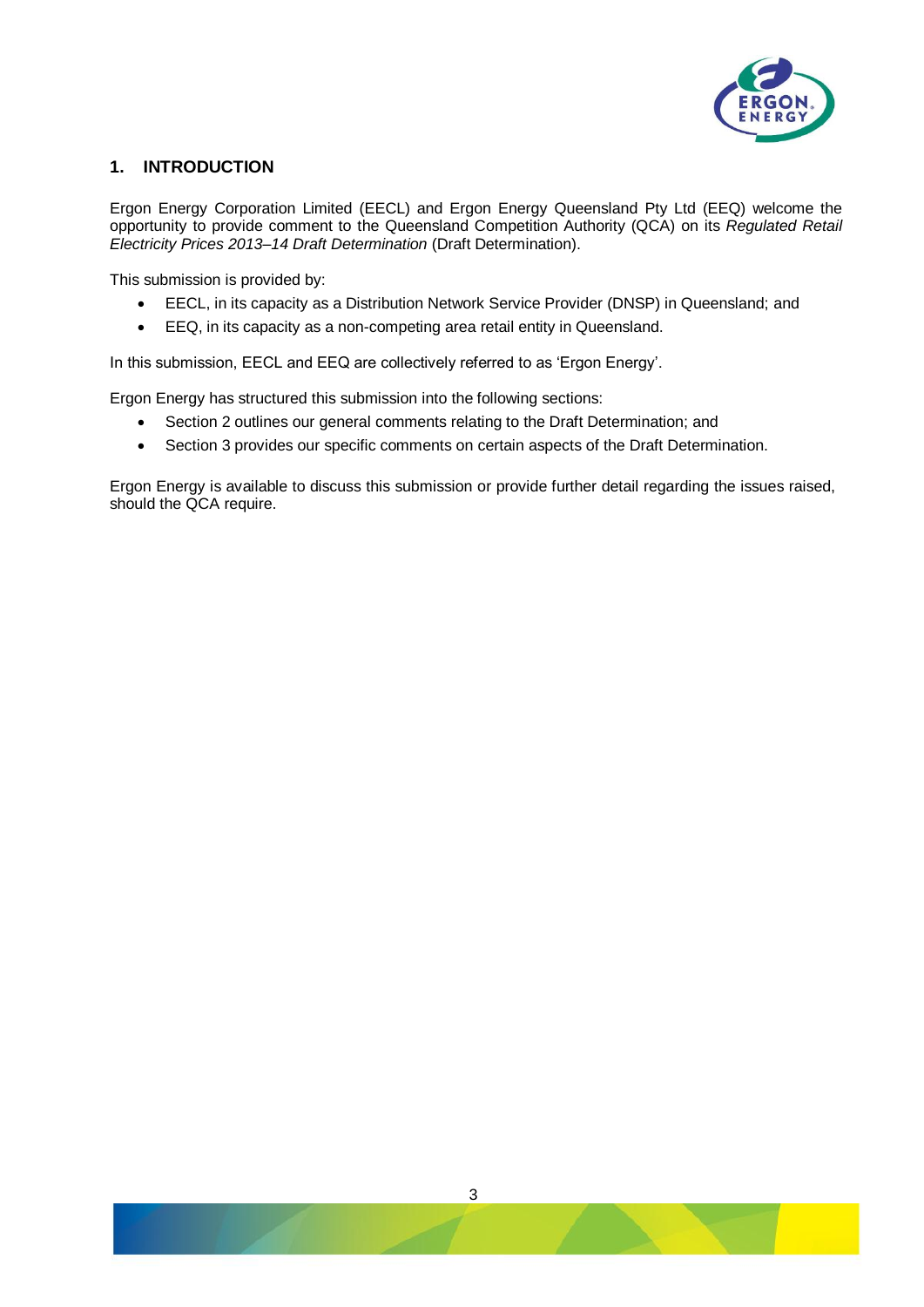## 1. INTRODUCTION

Ergon Energy Corporation Limited (EECL) and Ergon Energy Queensland Pty Ltd (EEQ) welcome the opportunity to provide comment to the Queensland Competition Authority (QCA) on its *Regulated Retail Electricity Prices 2013–14 Draft Determination* (Draft Determination).

This submission is provided by:

- EECL, in its capacity as a Distribution Network Service Provider (DNSP) in Queensland; and
- EEQ, in its capacity as a non-competing area retail entity in Queensland.

In this submission, EECL and EEQ are collectively referred to as 'Ergon Energy'.

Ergon Energy has structured this submission into the following sections:

- Section 2 outlines our general comments relating to the Draft Determination; and
- Section 3 provides our specific comments on certain aspects of the Draft Determination.

Ergon Energy is available to discuss this submission or provide further detail regarding the issues raised, should the QCA require.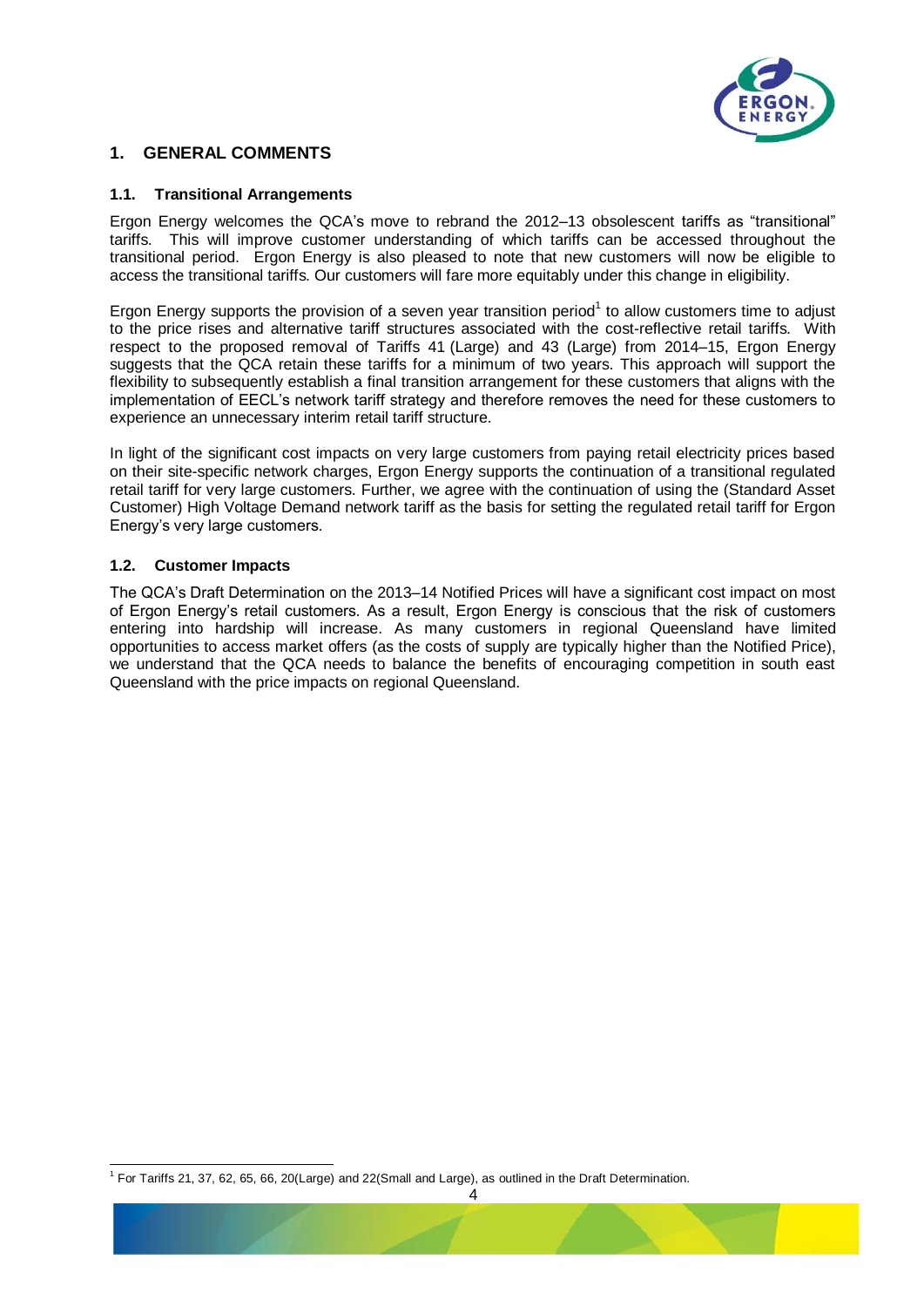## 1. GENERAL COMMENTS

### 1.1. Transitional Arrangements

Ergon Energy welcomes the QCA's move to rebrand the 2012–13 obsolescent tariffs as "transitional" tariffs. This will improve customer understanding of which tariffs can be accessed throughout the transitional period. Ergon Energy is also pleased to note that new customers will now be eligible to access the transitional tariffs. Our customers will fare more equitably under this change in eligibility.

Ergon Energy supports the provision of a seven year transition period[1] to allow customers time to adjust to the price rises and alternative tariff structures associated with the cost-reflective retail tariffs. With respect to the proposed removal of Tariffs 41 (Large) and 43 (Large) from 2014–15, Ergon Energy suggests that the QCA retain these tariffs for a minimum of two years. This approach will support the flexibility to subsequently establish a final transition arrangement for these customers that aligns with the implementation of EECL's network tariff strategy and therefore removes the need for these customers to experience an unnecessary interim retail tariff structure.

In light of the significant cost impacts on very large customers from paying retail electricity prices based on their site-specific network charges, Ergon Energy supports the continuation of a transitional regulated retail tariff for very large customers. Further, we agree with the continuation of using the (Standard Asset Customer) High Voltage Demand network tariff as the basis for setting the regulated retail tariff for Ergon Energy's very large customers.

### 1.2. Customer Impacts

The QCA's Draft Determination on the 2013–14 Notified Prices will have a significant cost impact on most of Ergon Energy's retail customers. As a result, Ergon Energy is conscious that the risk of customers entering into hardship will increase. As many customers in regional Queensland have limited opportunities to access market offers (as the costs of supply are typically higher than the Notified Price), we understand that the QCA needs to balance the benefits of encouraging competition in south east Queensland with the price impacts on regional Queensland.

---

[1] For Tariffs 21, 37, 62, 65, 66, 20(Large) and 22(Small and Large), as outlined in the Draft Determination.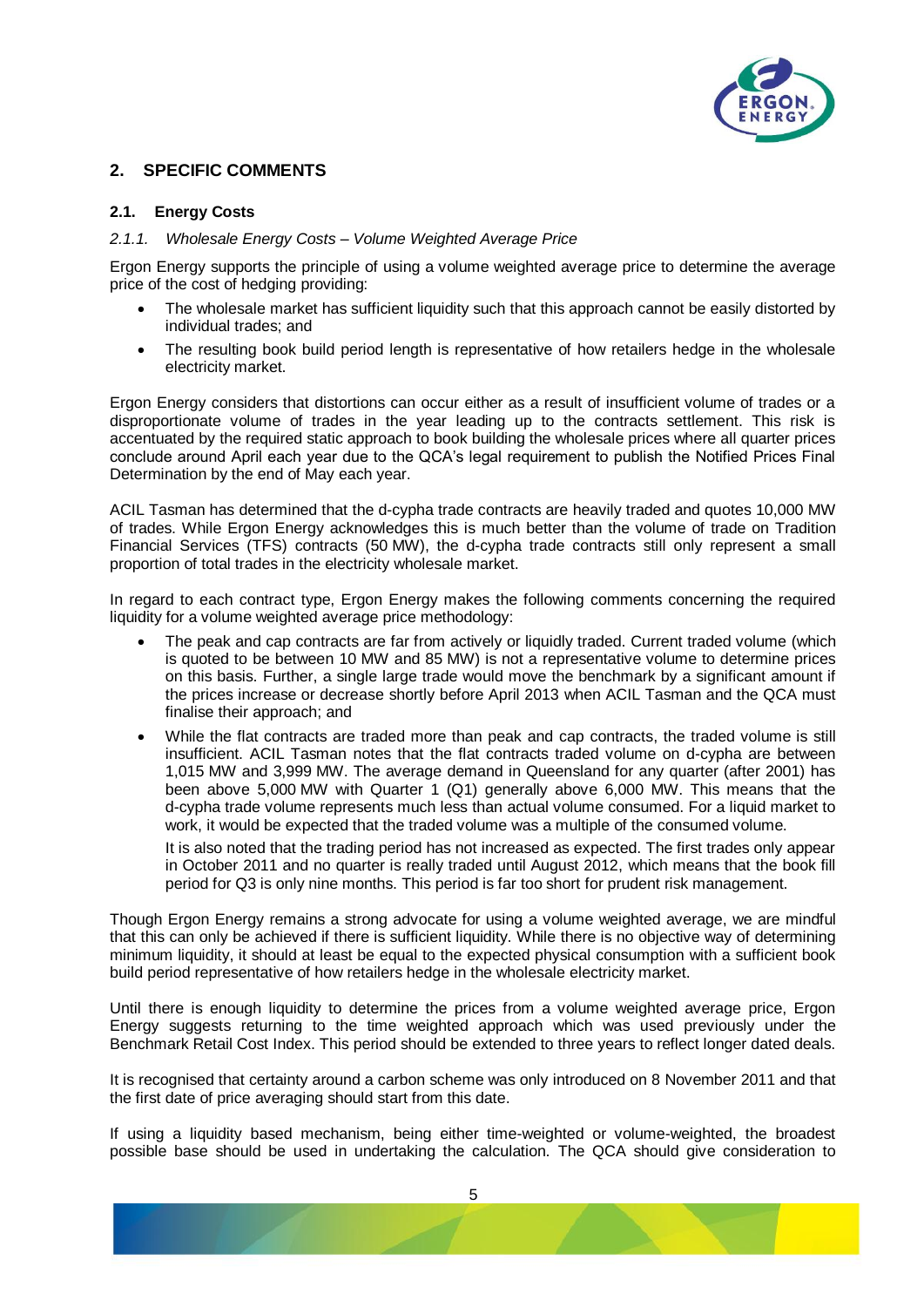## 2. SPECIFIC COMMENTS

### 2.1. Energy Costs

#### *2.1.1. Wholesale Energy Costs – Volume Weighted Average Price*

Ergon Energy supports the principle of using a volume weighted average price to determine the average price of the cost of hedging providing:

- The wholesale market has sufficient liquidity such that this approach cannot be easily distorted by individual trades; and
- The resulting book build period length is representative of how retailers hedge in the wholesale electricity market.

Ergon Energy considers that distortions can occur either as a result of insufficient volume of trades or a disproportionate volume of trades in the year leading up to the contracts settlement. This risk is accentuated by the required static approach to book building the wholesale prices where all quarter prices conclude around April each year due to the QCA's legal requirement to publish the Notified Prices Final Determination by the end of May each year.

ACIL Tasman has determined that the d-cypha trade contracts are heavily traded and quotes 10,000 MW of trades. While Ergon Energy acknowledges this is much better than the volume of trade on Tradition Financial Services (TFS) contracts (50 MW), the d-cypha trade contracts still only represent a small proportion of total trades in the electricity wholesale market.

In regard to each contract type, Ergon Energy makes the following comments concerning the required liquidity for a volume weighted average price methodology:

- The peak and cap contracts are far from actively or liquidly traded. Current traded volume (which is quoted to be between 10 MW and 85 MW) is not a representative volume to determine prices on this basis. Further, a single large trade would move the benchmark by a significant amount if the prices increase or decrease shortly before April 2013 when ACIL Tasman and the QCA must finalise their approach; and
- While the flat contracts are traded more than peak and cap contracts, the traded volume is still insufficient. ACIL Tasman notes that the flat contracts traded volume on d-cypha are between 1,015 MW and 3,999 MW. The average demand in Queensland for any quarter (after 2001) has been above 5,000 MW with Quarter 1 (Q1) generally above 6,000 MW. This means that the d-cypha trade volume represents much less than actual volume consumed. For a liquid market to work, it would be expected that the traded volume was a multiple of the consumed volume.

  It is also noted that the trading period has not increased as expected. The first trades only appear in October 2011 and no quarter is really traded until August 2012, which means that the book fill period for Q3 is only nine months. This period is far too short for prudent risk management.

Though Ergon Energy remains a strong advocate for using a volume weighted average, we are mindful that this can only be achieved if there is sufficient liquidity. While there is no objective way of determining minimum liquidity, it should at least be equal to the expected physical consumption with a sufficient book build period representative of how retailers hedge in the wholesale electricity market.

Until there is enough liquidity to determine the prices from a volume weighted average price, Ergon Energy suggests returning to the time weighted approach which was used previously under the Benchmark Retail Cost Index. This period should be extended to three years to reflect longer dated deals.

It is recognised that certainty around a carbon scheme was only introduced on 8 November 2011 and that the first date of price averaging should start from this date.

If using a liquidity based mechanism, being either time-weighted or volume-weighted, the broadest possible base should be used in undertaking the calculation. The QCA should give consideration to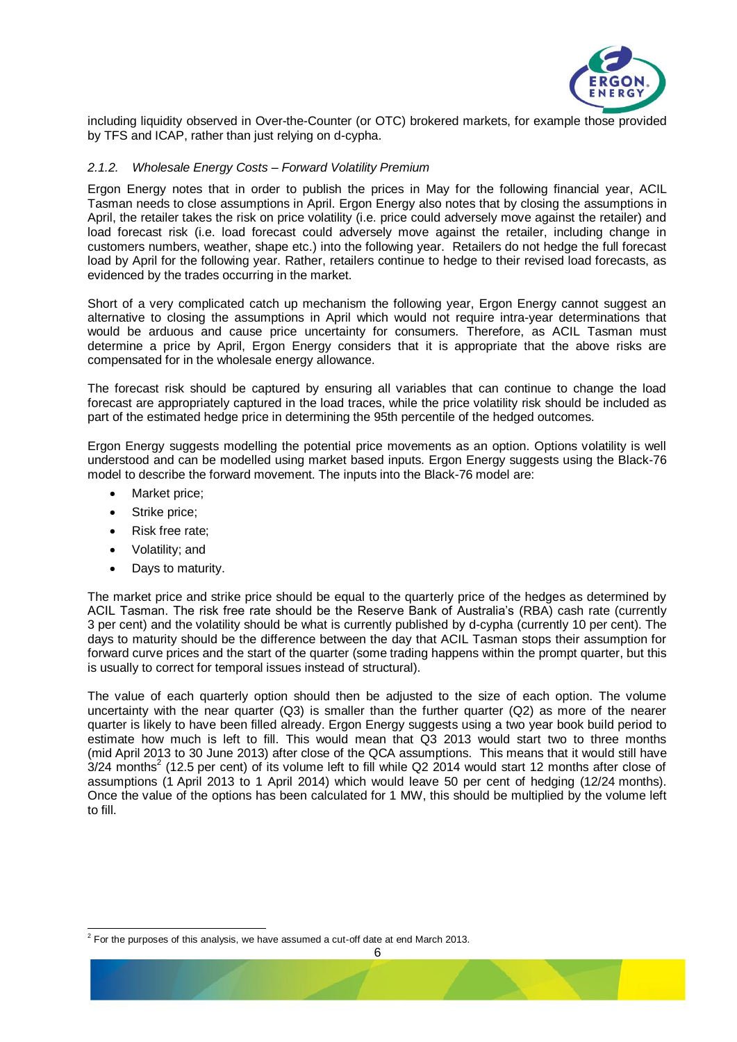including liquidity observed in Over-the-Counter (or OTC) brokered markets, for example those provided by TFS and ICAP, rather than just relying on d-cypha.

### *2.1.2. Wholesale Energy Costs – Forward Volatility Premium*

Ergon Energy notes that in order to publish the prices in May for the following financial year, ACIL Tasman needs to close assumptions in April. Ergon Energy also notes that by closing the assumptions in April, the retailer takes the risk on price volatility (i.e. price could adversely move against the retailer) and load forecast risk (i.e. load forecast could adversely move against the retailer, including change in customers numbers, weather, shape etc.) into the following year. Retailers do not hedge the full forecast load by April for the following year. Rather, retailers continue to hedge to their revised load forecasts, as evidenced by the trades occurring in the market.

Short of a very complicated catch up mechanism the following year, Ergon Energy cannot suggest an alternative to closing the assumptions in April which would not require intra-year determinations that would be arduous and cause price uncertainty for consumers. Therefore, as ACIL Tasman must determine a price by April, Ergon Energy considers that it is appropriate that the above risks are compensated for in the wholesale energy allowance.

The forecast risk should be captured by ensuring all variables that can continue to change the load forecast are appropriately captured in the load traces, while the price volatility risk should be included as part of the estimated hedge price in determining the 95th percentile of the hedged outcomes.

Ergon Energy suggests modelling the potential price movements as an option. Options volatility is well understood and can be modelled using market based inputs. Ergon Energy suggests using the Black-76 model to describe the forward movement. The inputs into the Black-76 model are:

- Market price;
- Strike price;
- Risk free rate;
- Volatility; and
- Days to maturity.

The market price and strike price should be equal to the quarterly price of the hedges as determined by ACIL Tasman. The risk free rate should be the Reserve Bank of Australia's (RBA) cash rate (currently 3 per cent) and the volatility should be what is currently published by d-cypha (currently 10 per cent). The days to maturity should be the difference between the day that ACIL Tasman stops their assumption for forward curve prices and the start of the quarter (some trading happens within the prompt quarter, but this is usually to correct for temporal issues instead of structural).

The value of each quarterly option should then be adjusted to the size of each option. The volume uncertainty with the near quarter (Q3) is smaller than the further quarter (Q2) as more of the nearer quarter is likely to have been filled already. Ergon Energy suggests using a two year book build period to estimate how much is left to fill. This would mean that Q3 2013 would start two to three months (mid April 2013 to 30 June 2013) after close of the QCA assumptions. This means that it would still have 3/24 months[2] (12.5 per cent) of its volume left to fill while Q2 2014 would start 12 months after close of assumptions (1 April 2013 to 1 April 2014) which would leave 50 per cent of hedging (12/24 months). Once the value of the options has been calculated for 1 MW, this should be multiplied by the volume left to fill.

---

[2] For the purposes of this analysis, we have assumed a cut-off date at end March 2013.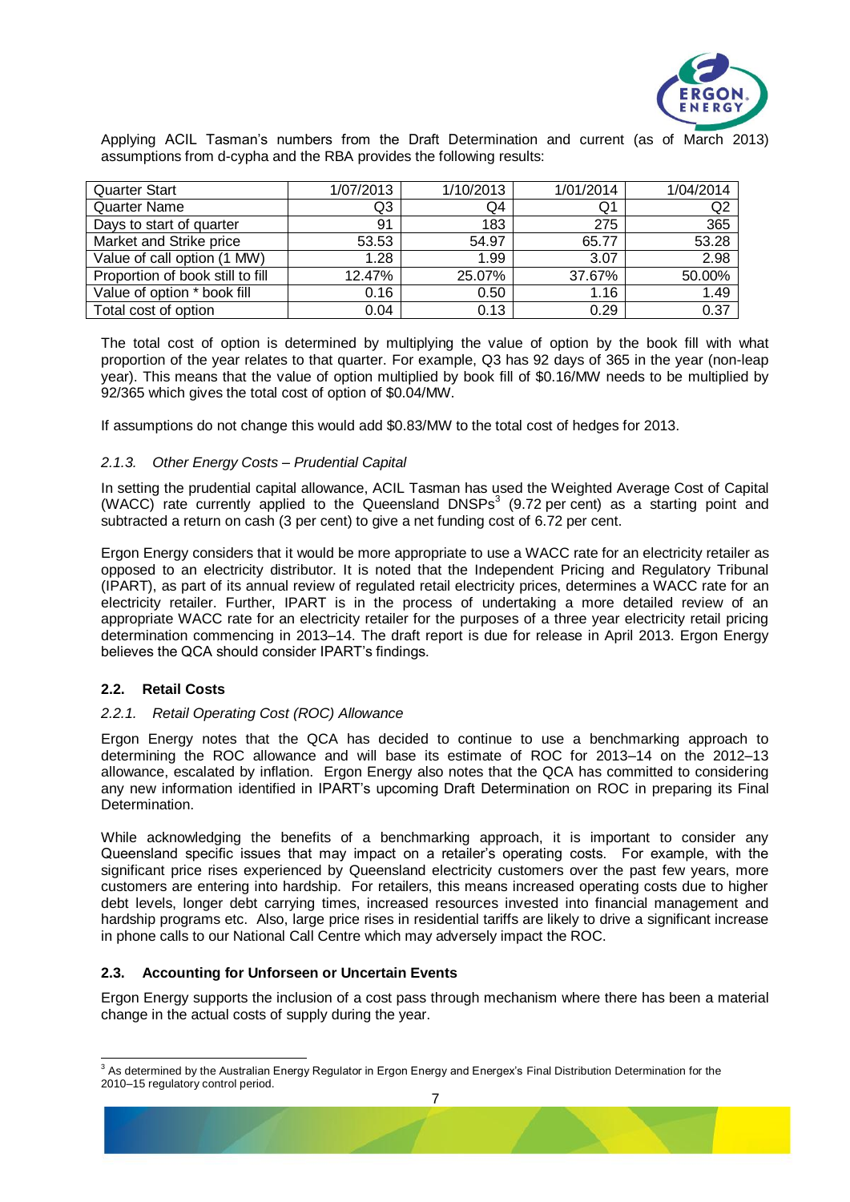Applying ACIL Tasman's numbers from the Draft Determination and current (as of March 2013) assumptions from d-cypha and the RBA provides the following results:

| Quarter Start | 1/07/2013 | 1/10/2013 | 1/01/2014 | 1/04/2014 |
|---|---|---|---|---|
| Quarter Name | Q3 | Q4 | Q1 | Q2 |
| Days to start of quarter | 91 | 183 | 275 | 365 |
| Market and Strike price | 53.53 | 54.97 | 65.77 | 53.28 |
| Value of call option (1 MW) | 1.28 | 1.99 | 3.07 | 2.98 |
| Proportion of book still to fill | 12.47% | 25.07% | 37.67% | 50.00% |
| Value of option * book fill | 0.16 | 0.50 | 1.16 | 1.49 |
| Total cost of option | 0.04 | 0.13 | 0.29 | 0.37 |

The total cost of option is determined by multiplying the value of option by the book fill with what proportion of the year relates to that quarter. For example, Q3 has 92 days of 365 in the year (non-leap year). This means that the value of option multiplied by book fill of $0.16/MW needs to be multiplied by 92/365 which gives the total cost of option of $0.04/MW.

If assumptions do not change this would add $0.83/MW to the total cost of hedges for 2013.

### *2.1.3. Other Energy Costs – Prudential Capital*

In setting the prudential capital allowance, ACIL Tasman has used the Weighted Average Cost of Capital (WACC) rate currently applied to the Queensland DNSPs[3] (9.72 per cent) as a starting point and subtracted a return on cash (3 per cent) to give a net funding cost of 6.72 per cent.

Ergon Energy considers that it would be more appropriate to use a WACC rate for an electricity retailer as opposed to an electricity distributor. It is noted that the Independent Pricing and Regulatory Tribunal (IPART), as part of its annual review of regulated retail electricity prices, determines a WACC rate for an electricity retailer. Further, IPART is in the process of undertaking a more detailed review of an appropriate WACC rate for an electricity retailer for the purposes of a three year electricity retail pricing determination commencing in 2013–14. The draft report is due for release in April 2013. Ergon Energy believes the QCA should consider IPART's findings.

## **2.2. Retail Costs**

### *2.2.1. Retail Operating Cost (ROC) Allowance*

Ergon Energy notes that the QCA has decided to continue to use a benchmarking approach to determining the ROC allowance and will base its estimate of ROC for 2013–14 on the 2012–13 allowance, escalated by inflation. Ergon Energy also notes that the QCA has committed to considering any new information identified in IPART's upcoming Draft Determination on ROC in preparing its Final Determination.

While acknowledging the benefits of a benchmarking approach, it is important to consider any Queensland specific issues that may impact on a retailer's operating costs. For example, with the significant price rises experienced by Queensland electricity customers over the past few years, more customers are entering into hardship. For retailers, this means increased operating costs due to higher debt levels, longer debt carrying times, increased resources invested into financial management and hardship programs etc. Also, large price rises in residential tariffs are likely to drive a significant increase in phone calls to our National Call Centre which may adversely impact the ROC.

## **2.3. Accounting for Unforseen or Uncertain Events**

Ergon Energy supports the inclusion of a cost pass through mechanism where there has been a material change in the actual costs of supply during the year.

---

[3] As determined by the Australian Energy Regulator in Ergon Energy and Energex's Final Distribution Determination for the 2010–15 regulatory control period.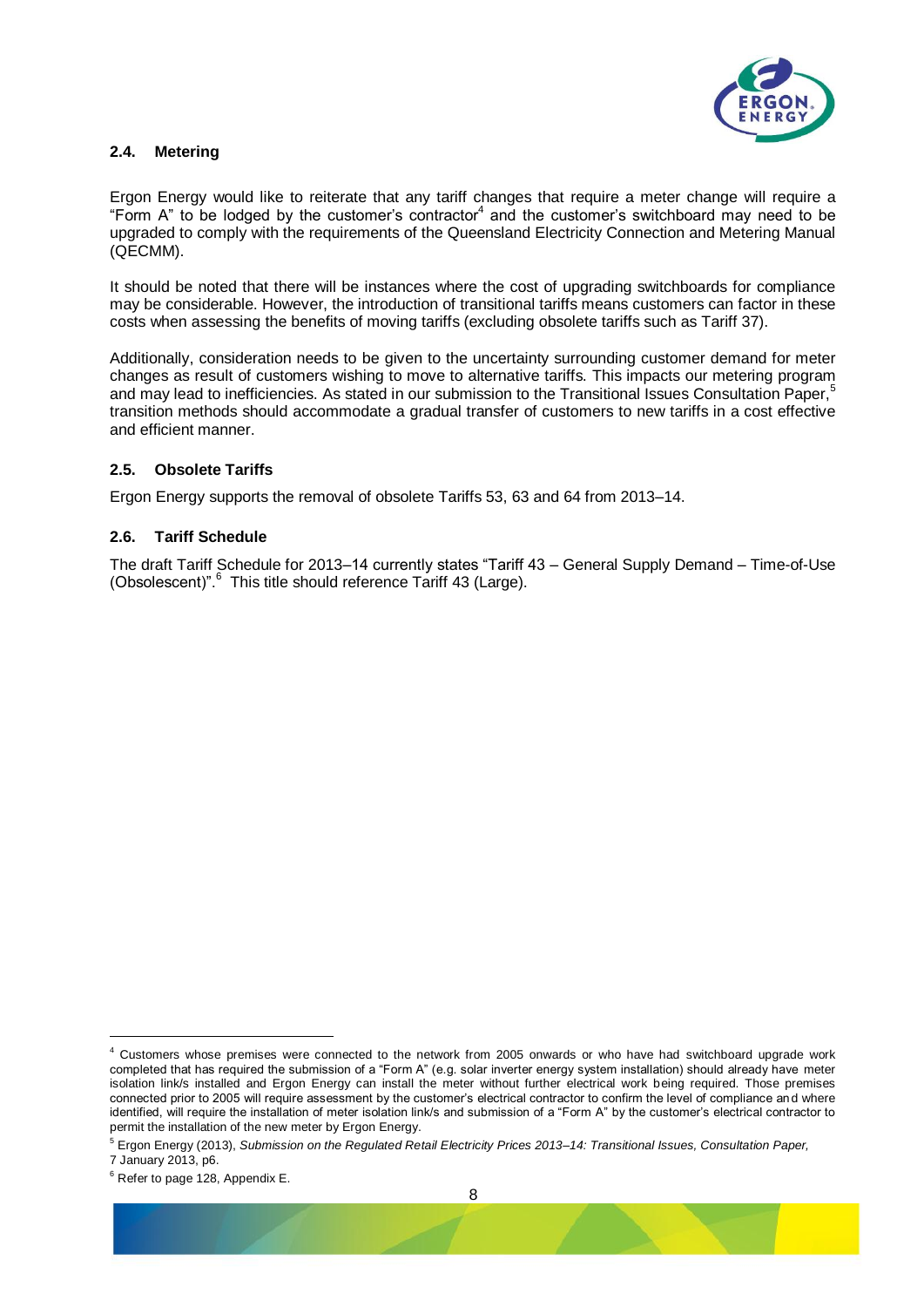### 2.4. Metering

Ergon Energy would like to reiterate that any tariff changes that require a meter change will require a "Form A" to be lodged by the customer's contractor[4] and the customer's switchboard may need to be upgraded to comply with the requirements of the Queensland Electricity Connection and Metering Manual (QECMM).

It should be noted that there will be instances where the cost of upgrading switchboards for compliance may be considerable. However, the introduction of transitional tariffs means customers can factor in these costs when assessing the benefits of moving tariffs (excluding obsolete tariffs such as Tariff 37).

Additionally, consideration needs to be given to the uncertainty surrounding customer demand for meter changes as result of customers wishing to move to alternative tariffs. This impacts our metering program and may lead to inefficiencies. As stated in our submission to the Transitional Issues Consultation Paper,[5] transition methods should accommodate a gradual transfer of customers to new tariffs in a cost effective and efficient manner.

### 2.5. Obsolete Tariffs

Ergon Energy supports the removal of obsolete Tariffs 53, 63 and 64 from 2013–14.

### 2.6. Tariff Schedule

The draft Tariff Schedule for 2013–14 currently states "Tariff 43 – General Supply Demand – Time-of-Use (Obsolescent)".[6] This title should reference Tariff 43 (Large).

---

[4] Customers whose premises were connected to the network from 2005 onwards or who have had switchboard upgrade work completed that has required the submission of a "Form A" (e.g. solar inverter energy system installation) should already have meter isolation link/s installed and Ergon Energy can install the meter without further electrical work being required. Those premises connected prior to 2005 will require assessment by the customer's electrical contractor to confirm the level of compliance and where identified, will require the installation of meter isolation link/s and submission of a "Form A" by the customer's electrical contractor to permit the installation of the new meter by Ergon Energy.

[5] Ergon Energy (2013), *Submission on the Regulated Retail Electricity Prices 2013–14: Transitional Issues, Consultation Paper,* 7 January 2013, p6.

[6] Refer to page 128, Appendix E.